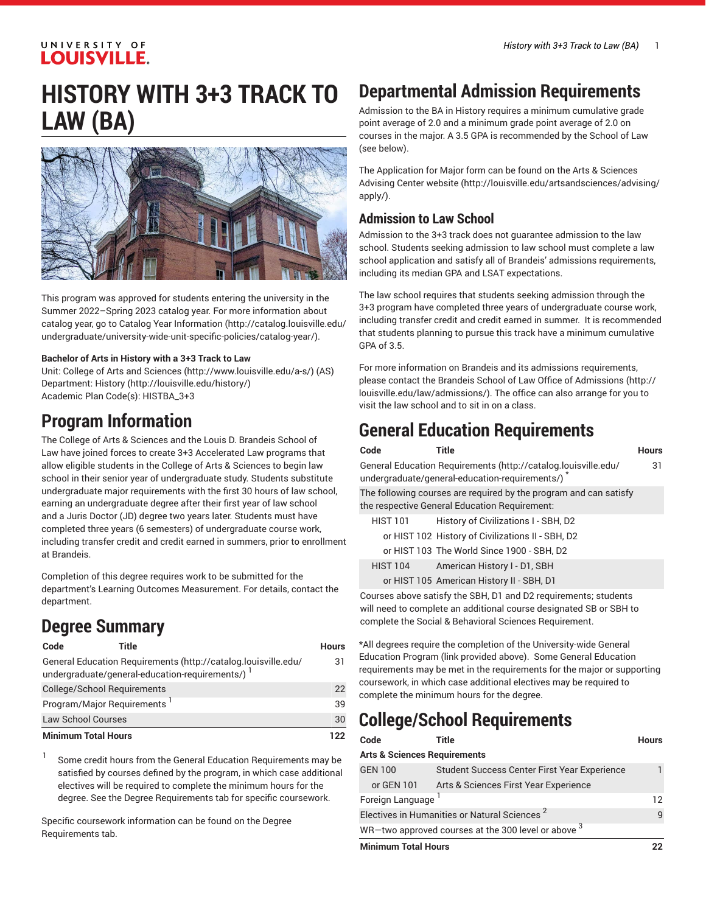# HISTORY WITH 3+3 TRACK TO LAW (BA)

This program was approved for students entering the university in the Summer 2022–Spring 2023 catalog year. For more information about catalog year, go to Catalog Year Information (http://catalog.louisville.edu/undergraduate/university-wide-unit-specific-policies/catalog-year/).

**Bachelor of Arts in History with a 3+3 Track to Law**
Unit: College of Arts and Sciences (http://www.louisville.edu/a-s/) (AS)
Department: History (http://louisville.edu/history/)
Academic Plan Code(s): HISTBA_3+3

## Program Information

The College of Arts & Sciences and the Louis D. Brandeis School of Law have joined forces to create 3+3 Accelerated Law programs that allow eligible students in the College of Arts & Sciences to begin law school in their senior year of undergraduate study. Students substitute undergraduate major requirements with the first 30 hours of law school, earning an undergraduate degree after their first year of law school and a Juris Doctor (JD) degree two years later. Students must have completed three years (6 semesters) of undergraduate course work, including transfer credit and credit earned in summers, prior to enrollment at Brandeis.

Completion of this degree requires work to be submitted for the department's Learning Outcomes Measurement. For details, contact the department.

## Degree Summary

| Code | Title | Hours |
|---|---|---|
| General Education Requirements (http://catalog.louisville.edu/undergraduate/general-education-requirements/) [1] | | 31 |
| College/School Requirements | | 22 |
| Program/Major Requirements [1] | | 39 |
| Law School Courses | | 30 |
| **Minimum Total Hours** | | **122** |

1. Some credit hours from the General Education Requirements may be satisfied by courses defined by the program, in which case additional electives will be required to complete the minimum hours for the degree. See the Degree Requirements tab for specific coursework.

Specific coursework information can be found on the Degree Requirements tab.

## Departmental Admission Requirements

Admission to the BA in History requires a minimum cumulative grade point average of 2.0 and a minimum grade point average of 2.0 on courses in the major. A 3.5 GPA is recommended by the School of Law (see below).

The Application for Major form can be found on the Arts & Sciences Advising Center website (http://louisville.edu/artsandsciences/advising/apply/).

### Admission to Law School

Admission to the 3+3 track does not guarantee admission to the law school. Students seeking admission to law school must complete a law school application and satisfy all of Brandeis' admissions requirements, including its median GPA and LSAT expectations.

The law school requires that students seeking admission through the 3+3 program have completed three years of undergraduate course work, including transfer credit and credit earned in summer. It is recommended that students planning to pursue this track have a minimum cumulative GPA of 3.5.

For more information on Brandeis and its admissions requirements, please contact the Brandeis School of Law Office of Admissions (http://louisville.edu/law/admissions/). The office can also arrange for you to visit the law school and to sit in on a class.

## General Education Requirements

| Code | Title | Hours |
|---|---|---|
| General Education Requirements (http://catalog.louisville.edu/undergraduate/general-education-requirements/) * | | 31 |
| The following courses are required by the program and can satisfy the respective General Education Requirement: | | |
| HIST 101 | History of Civilizations I - SBH, D2 | |
| or HIST 102 | History of Civilizations II - SBH, D2 | |
| or HIST 103 | The World Since 1900 - SBH, D2 | |
| HIST 104 | American History I - D1, SBH | |
| or HIST 105 | American History II - SBH, D1 | |
| Courses above satisfy the SBH, D1 and D2 requirements; students will need to complete an additional course designated SB or SBH to complete the Social & Behavioral Sciences Requirement. | | |

*All degrees require the completion of the University-wide General Education Program (link provided above). Some General Education requirements may be met in the requirements for the major or supporting coursework, in which case additional electives may be required to complete the minimum hours for the degree.

## College/School Requirements

| Code | Title | Hours |
|---|---|---|
| **Arts & Sciences Requirements** | | |
| GEN 100 | Student Success Center First Year Experience | 1 |
| or GEN 101 | Arts & Sciences First Year Experience | |
| Foreign Language [1] | | 12 |
| Electives in Humanities or Natural Sciences [2] | | 9 |
| WR—two approved courses at the 300 level or above [3] | | |
| **Minimum Total Hours** | | **22** |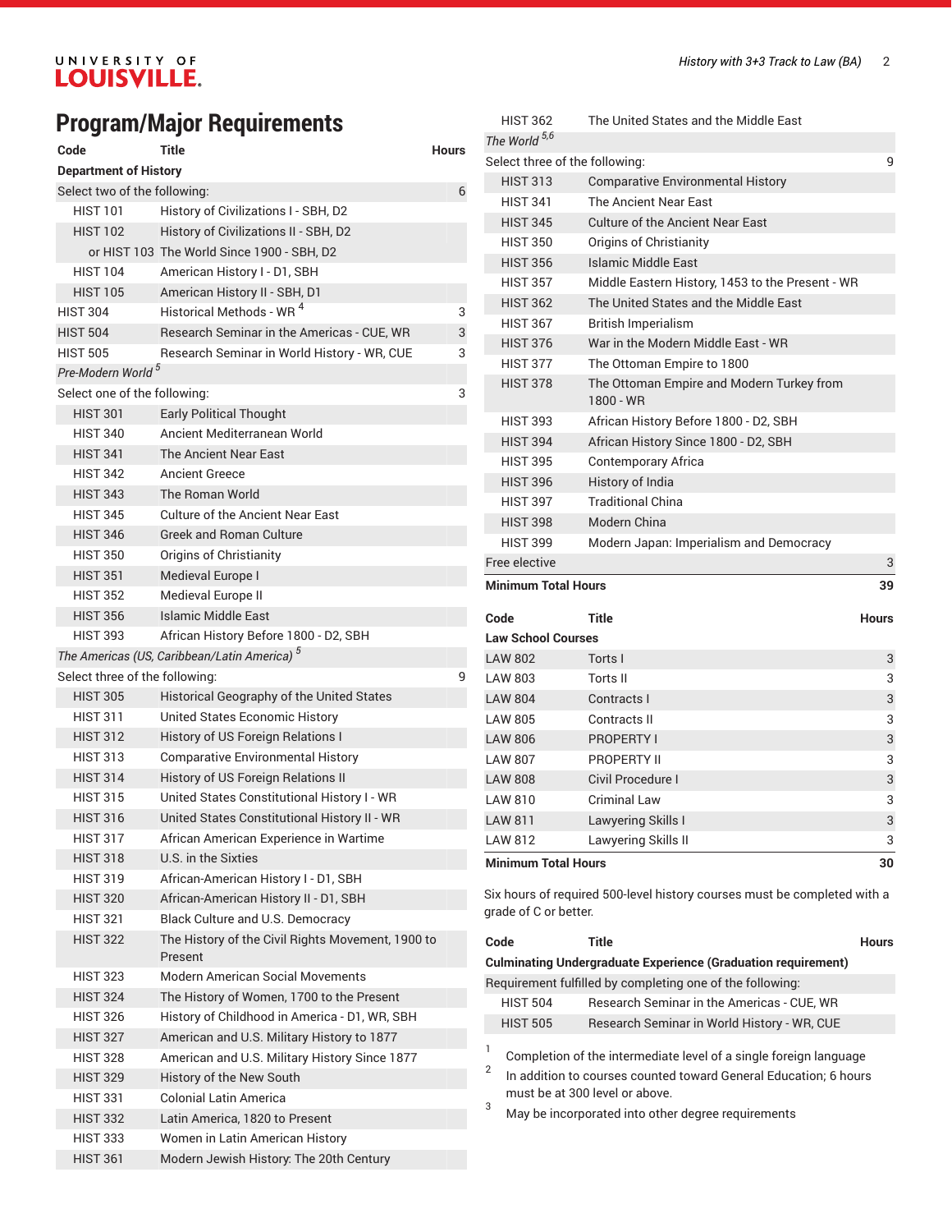## Program/Major Requirements

| Code | Title | Hours |
|---|---|---|
| **Department of History** | | |
| Select two of the following: | | 6 |
| HIST 101 | History of Civilizations I - SBH, D2 | |
| HIST 102 | History of Civilizations II - SBH, D2 | |
| or HIST 103 | The World Since 1900 - SBH, D2 | |
| HIST 104 | American History I - D1, SBH | |
| HIST 105 | American History II - SBH, D1 | |
| HIST 304 | Historical Methods - WR [4] | 3 |
| HIST 504 | Research Seminar in the Americas - CUE, WR | 3 |
| HIST 505 | Research Seminar in World History - WR, CUE | 3 |
| *Pre-Modern World* [5] | | |
| Select one of the following: | | 3 |
| HIST 301 | Early Political Thought | |
| HIST 340 | Ancient Mediterranean World | |
| HIST 341 | The Ancient Near East | |
| HIST 342 | Ancient Greece | |
| HIST 343 | The Roman World | |
| HIST 345 | Culture of the Ancient Near East | |
| HIST 346 | Greek and Roman Culture | |
| HIST 350 | Origins of Christianity | |
| HIST 351 | Medieval Europe I | |
| HIST 352 | Medieval Europe II | |
| HIST 356 | Islamic Middle East | |
| HIST 393 | African History Before 1800 - D2, SBH | |
| *The Americas (US, Caribbean/Latin America)* [5] | | |
| Select three of the following: | | 9 |
| HIST 305 | Historical Geography of the United States | |
| HIST 311 | United States Economic History | |
| HIST 312 | History of US Foreign Relations I | |
| HIST 313 | Comparative Environmental History | |
| HIST 314 | History of US Foreign Relations II | |
| HIST 315 | United States Constitutional History I - WR | |
| HIST 316 | United States Constitutional History II - WR | |
| HIST 317 | African American Experience in Wartime | |
| HIST 318 | U.S. in the Sixties | |
| HIST 319 | African-American History I - D1, SBH | |
| HIST 320 | African-American History II - D1, SBH | |
| HIST 321 | Black Culture and U.S. Democracy | |
| HIST 322 | The History of the Civil Rights Movement, 1900 to Present | |
| HIST 323 | Modern American Social Movements | |
| HIST 324 | The History of Women, 1700 to the Present | |
| HIST 326 | History of Childhood in America - D1, WR, SBH | |
| HIST 327 | American and U.S. Military History to 1877 | |
| HIST 328 | American and U.S. Military History Since 1877 | |
| HIST 329 | History of the New South | |
| HIST 331 | Colonial Latin America | |
| HIST 332 | Latin America, 1820 to Present | |
| HIST 333 | Women in Latin American History | |
| HIST 361 | Modern Jewish History: The 20th Century | |
| HIST 362 | The United States and the Middle East | |
| *The World* [5,6] | | |
| Select three of the following: | | 9 |
| HIST 313 | Comparative Environmental History | |
| HIST 341 | The Ancient Near East | |
| HIST 345 | Culture of the Ancient Near East | |
| HIST 350 | Origins of Christianity | |
| HIST 356 | Islamic Middle East | |
| HIST 357 | Middle Eastern History, 1453 to the Present - WR | |
| HIST 362 | The United States and the Middle East | |
| HIST 367 | British Imperialism | |
| HIST 376 | War in the Modern Middle East - WR | |
| HIST 377 | The Ottoman Empire to 1800 | |
| HIST 378 | The Ottoman Empire and Modern Turkey from 1800 - WR | |
| HIST 393 | African History Before 1800 - D2, SBH | |
| HIST 394 | African History Since 1800 - D2, SBH | |
| HIST 395 | Contemporary Africa | |
| HIST 396 | History of India | |
| HIST 397 | Traditional China | |
| HIST 398 | Modern China | |
| HIST 399 | Modern Japan: Imperialism and Democracy | |
| Free elective | | 3 |
| **Minimum Total Hours** | | **39** |

| Code | Title | Hours |
|---|---|---|
| **Law School Courses** | | |
| LAW 802 | Torts I | 3 |
| LAW 803 | Torts II | 3 |
| LAW 804 | Contracts I | 3 |
| LAW 805 | Contracts II | 3 |
| LAW 806 | PROPERTY I | 3 |
| LAW 807 | PROPERTY II | 3 |
| LAW 808 | Civil Procedure I | 3 |
| LAW 810 | Criminal Law | 3 |
| LAW 811 | Lawyering Skills I | 3 |
| LAW 812 | Lawyering Skills II | 3 |
| **Minimum Total Hours** | | **30** |

Six hours of required 500-level history courses must be completed with a grade of C or better.

| Code | Title | Hours |
|---|---|---|
| **Culminating Undergraduate Experience (Graduation requirement)** | | |
| Requirement fulfilled by completing one of the following: | | |
| HIST 504 | Research Seminar in the Americas - CUE, WR | |
| HIST 505 | Research Seminar in World History - WR, CUE | |

1. Completion of the intermediate level of a single foreign language
2. In addition to courses counted toward General Education; 6 hours must be at 300 level or above.
3. May be incorporated into other degree requirements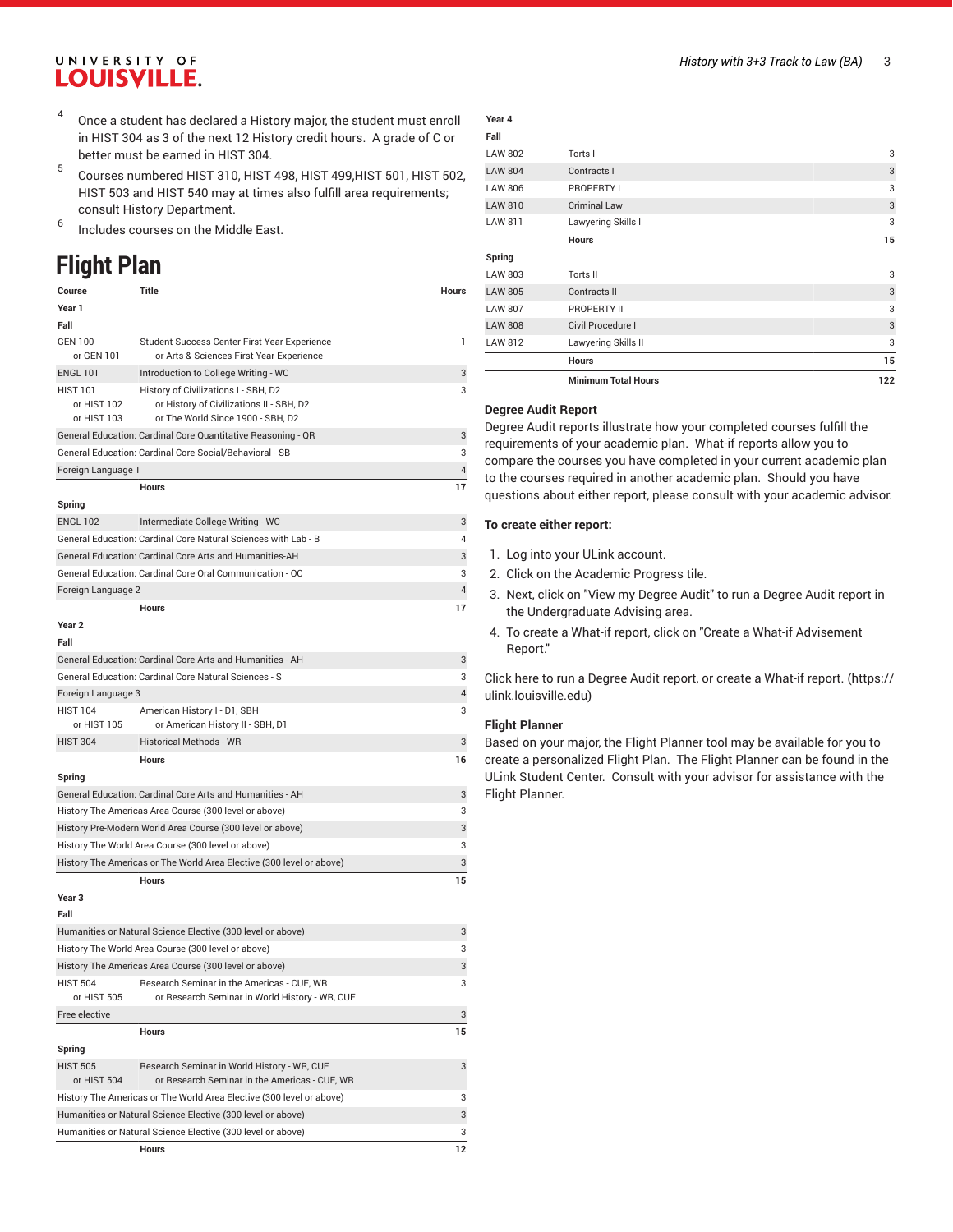[4] Once a student has declared a History major, the student must enroll in HIST 304 as 3 of the next 12 History credit hours. A grade of C or better must be earned in HIST 304.

[5] Courses numbered HIST 310, HIST 498, HIST 499,HIST 501, HIST 502, HIST 503 and HIST 540 may at times also fulfill area requirements; consult History Department.

[6] Includes courses on the Middle East.

# Flight Plan

| Course | Title | Hours |
|---|---|---|
| **Year 1** | | |
| **Fall** | | |
| GEN 100 or GEN 101 | Student Success Center First Year Experience or Arts & Sciences First Year Experience | 1 |
| ENGL 101 | Introduction to College Writing - WC | 3 |
| HIST 101 or HIST 102 or HIST 103 | History of Civilizations I - SBH, D2 or History of Civilizations II - SBH, D2 or The World Since 1900 - SBH, D2 | 3 |
| General Education: Cardinal Core Quantitative Reasoning - QR | | 3 |
| General Education: Cardinal Core Social/Behavioral - SB | | 3 |
| Foreign Language 1 | | 4 |
| | **Hours** | **17** |
| **Spring** | | |
| ENGL 102 | Intermediate College Writing - WC | 3 |
| General Education: Cardinal Core Natural Sciences with Lab - B | | 4 |
| General Education: Cardinal Core Arts and Humanities-AH | | 3 |
| General Education: Cardinal Core Oral Communication - OC | | 3 |
| Foreign Language 2 | | 4 |
| | **Hours** | **17** |
| **Year 2** | | |
| **Fall** | | |
| General Education: Cardinal Core Arts and Humanities - AH | | 3 |
| General Education: Cardinal Core Natural Sciences - S | | 3 |
| Foreign Language 3 | | 4 |
| HIST 104 or HIST 105 | American History I - D1, SBH or American History II - SBH, D1 | 3 |
| HIST 304 | Historical Methods - WR | 3 |
| | **Hours** | **16** |
| **Spring** | | |
| General Education: Cardinal Core Arts and Humanities - AH | | 3 |
| History The Americas Area Course (300 level or above) | | 3 |
| History Pre-Modern World Area Course (300 level or above) | | 3 |
| History The World Area Course (300 level or above) | | 3 |
| History The Americas or The World Area Elective (300 level or above) | | 3 |
| | **Hours** | **15** |
| **Year 3** | | |
| **Fall** | | |
| Humanities or Natural Science Elective (300 level or above) | | 3 |
| History The World Area Course (300 level or above) | | 3 |
| History The Americas Area Course (300 level or above) | | 3 |
| HIST 504 or HIST 505 | Research Seminar in the Americas - CUE, WR or Research Seminar in World History - WR, CUE | 3 |
| Free elective | | 3 |
| | **Hours** | **15** |
| **Spring** | | |
| HIST 505 or HIST 504 | Research Seminar in World History - WR, CUE or Research Seminar in the Americas - CUE, WR | 3 |
| History The Americas or The World Area Elective (300 level or above) | | 3 |
| Humanities or Natural Science Elective (300 level or above) | | 3 |
| Humanities or Natural Science Elective (300 level or above) | | 3 |
| | **Hours** | **12** |
| **Year 4** | | |
| **Fall** | | |
| LAW 802 | Torts I | 3 |
| LAW 804 | Contracts I | 3 |
| LAW 806 | PROPERTY I | 3 |
| LAW 810 | Criminal Law | 3 |
| LAW 811 | Lawyering Skills I | 3 |
| | **Hours** | **15** |
| **Spring** | | |
| LAW 803 | Torts II | 3 |
| LAW 805 | Contracts II | 3 |
| LAW 807 | PROPERTY II | 3 |
| LAW 808 | Civil Procedure I | 3 |
| LAW 812 | Lawyering Skills II | 3 |
| | **Hours** | **15** |
| | **Minimum Total Hours** | **122** |

### Degree Audit Report

Degree Audit reports illustrate how your completed courses fulfill the requirements of your academic plan. What-if reports allow you to compare the courses you have completed in your current academic plan to the courses required in another academic plan. Should you have questions about either report, please consult with your academic advisor.

**To create either report:**

1. Log into your ULink account.
2. Click on the Academic Progress tile.
3. Next, click on "View my Degree Audit" to run a Degree Audit report in the Undergraduate Advising area.
4. To create a What-if report, click on "Create a What-if Advisement Report."

Click here to run a Degree Audit report, or create a What-if report. (https://ulink.louisville.edu)

### Flight Planner

Based on your major, the Flight Planner tool may be available for you to create a personalized Flight Plan. The Flight Planner can be found in the ULink Student Center. Consult with your advisor for assistance with the Flight Planner.